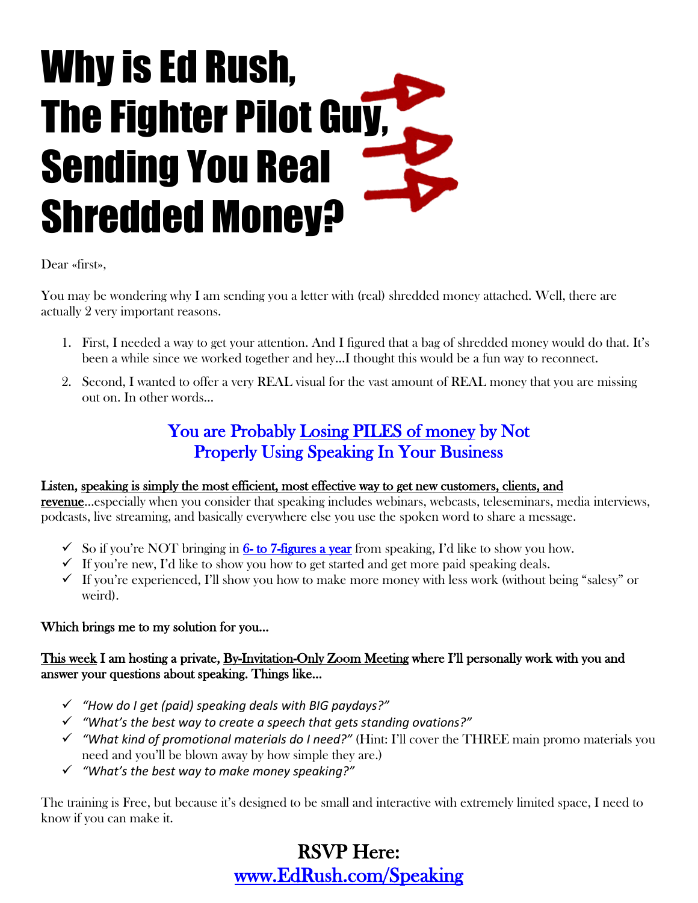# Why is Ed Rush, The Fighter Pilot Guy, Sending You Real Shredded Money?

Dear «first»,

You may be wondering why I am sending you a letter with (real) shredded money attached. Well, there are actually 2 very important reasons.

1. First, I needed a way to get your attention. And I figured that a bag of shredded money would do that. It's been a while since we worked together and hey…I thought this would be a fun way to reconnect.
2. Second, I wanted to offer a very REAL visual for the vast amount of REAL money that you are missing out on. In other words…

## You are Probably Losing PILES of money by Not Properly Using Speaking In Your Business

**Listen, speaking is simply the most efficient, most effective way to get new customers, clients, and revenue**…especially when you consider that speaking includes webinars, webcasts, teleseminars, media interviews, podcasts, live streaming, and basically everywhere else you use the spoken word to share a message.

- ✓ So if you're NOT bringing in 6- to 7-figures a year from speaking, I'd like to show you how.
- ✓ If you're new, I'd like to show you how to get started and get more paid speaking deals.
- ✓ If you're experienced, I'll show you how to make more money with less work (without being "salesy" or weird).

**Which brings me to my solution for you…**

**This week I am hosting a private, By-Invitation-Only Zoom Meeting where I'll personally work with you and answer your questions about speaking. Things like…**

- ✓ *"How do I get (paid) speaking deals with BIG paydays?"*
- ✓ *"What's the best way to create a speech that gets standing ovations?"*
- ✓ *"What kind of promotional materials do I need?"* (Hint: I'll cover the THREE main promo materials you need and you'll be blown away by how simple they are.)
- ✓ *"What's the best way to make money speaking?"*

The training is Free, but because it's designed to be small and interactive with extremely limited space, I need to know if you can make it.

## RSVP Here: www.EdRush.com/Speaking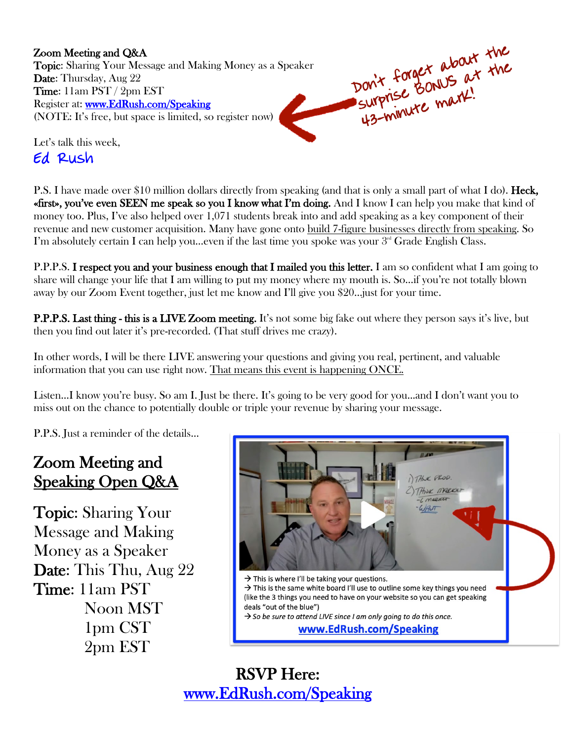**Zoom Meeting and Q&A**
**Topic**: Sharing Your Message and Making Money as a Speaker
**Date**: Thursday, Aug 22
**Time**: 11am PST / 2pm EST
Register at: [www.EdRush.com/Speaking](http://www.EdRush.com/Speaking)
(NOTE: It's free, but space is limited, so register now)

Don't forget about the surprise BONUS at the 43-minute mark!

Let's talk this week,
Ed Rush

P.S. I have made over $10 million dollars directly from speaking (and that is only a small part of what I do). **Heck, «first», you've even SEEN me speak so you I know what I'm doing.** And I know I can help you make that kind of money too. Plus, I've also helped over 1,071 students break into and add speaking as a key component of their revenue and new customer acquisition. Many have gone onto build 7-figure businesses directly from speaking. So I'm absolutely certain I can help you…even if the last time you spoke was your 3rd Grade English Class.

P.P.P.S. **I respect you and your business enough that I mailed you this letter.** I am so confident what I am going to share will change your life that I am willing to put my money where my mouth is. So…if you're not totally blown away by our Zoom Event together, just let me know and I'll give you $20…just for your time.

**P.P.P.S. Last thing - this is a LIVE Zoom meeting.** It's not some big fake out where they person says it's live, but then you find out later it's pre-recorded. (That stuff drives me crazy).

In other words, I will be there LIVE answering your questions and giving you real, pertinent, and valuable information that you can use right now. That means this event is happening ONCE.

Listen…I know you're busy. So am I. Just be there. It's going to be very good for you…and I don't want you to miss out on the chance to potentially double or triple your revenue by sharing your message.

P.P.S. Just a reminder of the details…

## Zoom Meeting and Speaking Open Q&A

**Topic**: Sharing Your Message and Making Money as a Speaker
**Date**: This Thu, Aug 22
**Time**: 11am PST
Noon MST
1pm CST
2pm EST

→ This is where I'll be taking your questions.
→ This is the same white board I'll use to outline some key things you need (like the 3 things you need to have on your website so you can get speaking deals "out of the blue")
→ *So be sure to attend LIVE since I am only going to do this once.*
[www.EdRush.com/Speaking](http://www.EdRush.com/Speaking)

**RSVP Here:**
[www.EdRush.com/Speaking](http://www.EdRush.com/Speaking)